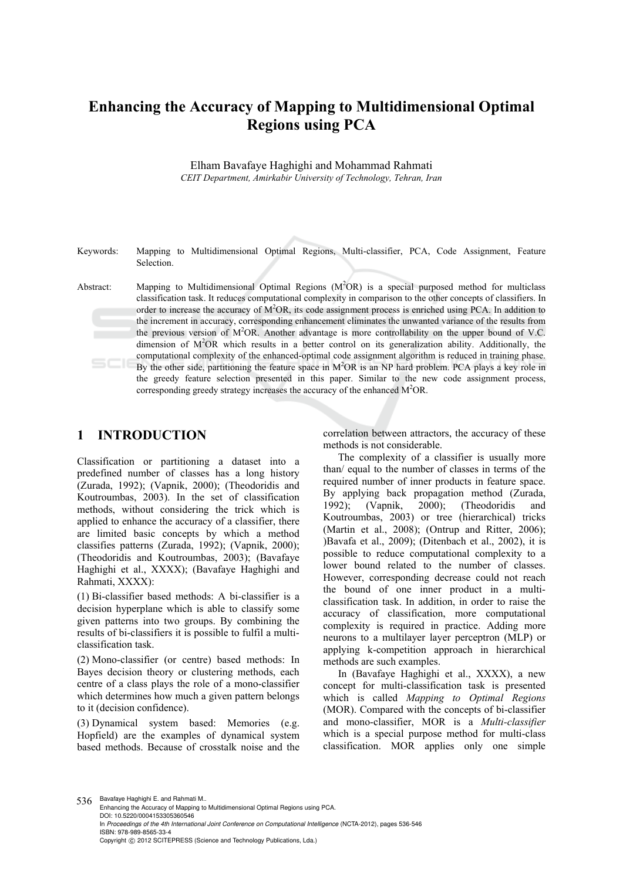# Enhancing the Accuracy of Mapping to Multidimensional Optimal Regions using PCA

Elham Bavafaye Haghighi and Mohammad Rahmati

*CEIT Department, Amirkabir University of Technology, Tehran, Iran*

Keywords: Mapping to Multidimensional Optimal Regions, Multi-classifier, PCA, Code Assignment, Feature Selection.

Abstract: Mapping to Multidimensional Optimal Regions ($M^2OR$) is a special purposed method for multiclass classification task. It reduces computational complexity in comparison to the other concepts of classifiers. In order to increase the accuracy of $M^2OR$, its code assignment process is enriched using PCA. In addition to the increment in accuracy, corresponding enhancement eliminates the unwanted variance of the results from the previous version of $M^2OR$. Another advantage is more controllability on the upper bound of V.C. dimension of $M^2OR$ which results in a better control on its generalization ability. Additionally, the computational complexity of the enhanced-optimal code assignment algorithm is reduced in training phase. By the other side, partitioning the feature space in $M^2OR$ is an NP hard problem. PCA plays a key role in the greedy feature selection presented in this paper. Similar to the new code assignment process, corresponding greedy strategy increases the accuracy of the enhanced $M^2OR$.

## 1 INTRODUCTION

Classification or partitioning a dataset into a predefined number of classes has a long history (Zurada, 1992); (Vapnik, 2000); (Theodoridis and Koutroumbas, 2003). In the set of classification methods, without considering the trick which is applied to enhance the accuracy of a classifier, there are limited basic concepts by which a method classifies patterns (Zurada, 1992); (Vapnik, 2000); (Theodoridis and Koutroumbas, 2003); (Bavafaye Haghighi et al., XXXX); (Bavafaye Haghighi and Rahmati, XXXX):

(1) Bi-classifier based methods: A bi-classifier is a decision hyperplane which is able to classify some given patterns into two groups. By combining the results of bi-classifiers it is possible to fulfil a multi-classification task.

(2) Mono-classifier (or centre) based methods: In Bayes decision theory or clustering methods, each centre of a class plays the role of a mono-classifier which determines how much a given pattern belongs to it (decision confidence).

(3) Dynamical system based: Memories (e.g. Hopfield) are the examples of dynamical system based methods. Because of crosstalk noise and the correlation between attractors, the accuracy of these methods is not considerable.

The complexity of a classifier is usually more than/ equal to the number of classes in terms of the required number of inner products in feature space. By applying back propagation method (Zurada, 1992); (Vapnik, 2000); (Theodoridis and Koutroumbas, 2003) or tree (hierarchical) tricks (Martin et al., 2008); (Ontrup and Ritter, 2006); )Bavafa et al., 2009); (Ditenbach et al., 2002), it is possible to reduce computational complexity to a lower bound related to the number of classes. However, corresponding decrease could not reach the bound of one inner product in a multi-classification task. In addition, in order to raise the accuracy of classification, more computational complexity is required in practice. Adding more neurons to a multilayer layer perceptron (MLP) or applying k-competition approach in hierarchical methods are such examples.

In (Bavafaye Haghighi et al., XXXX), a new concept for multi-classification task is presented which is called *Mapping to Optimal Regions* (MOR). Compared with the concepts of bi-classifier and mono-classifier, MOR is a *Multi-classifier* which is a special purpose method for multi-class classification. MOR applies only one simple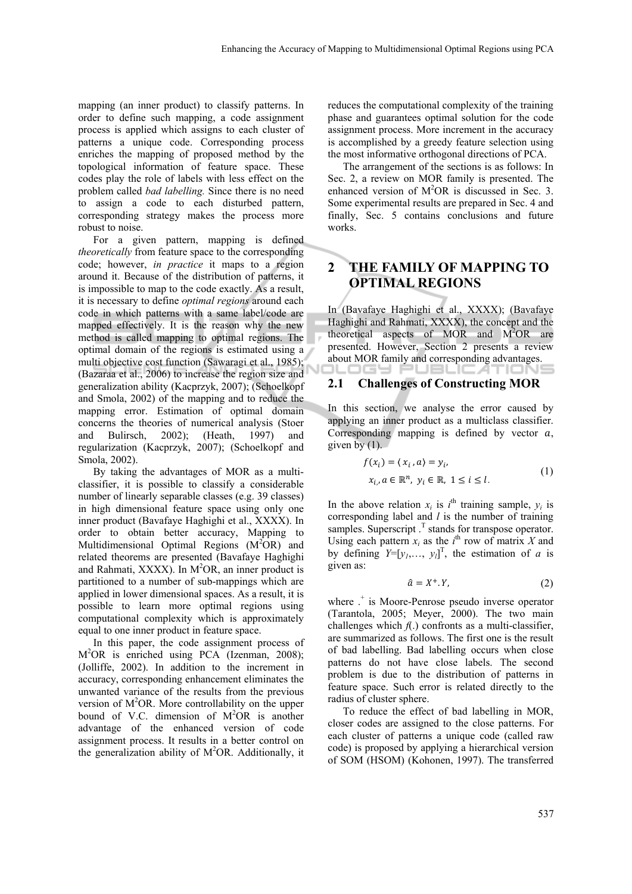mapping (an inner product) to classify patterns. In order to define such mapping, a code assignment process is applied which assigns to each cluster of patterns a unique code. Corresponding process enriches the mapping of proposed method by the topological information of feature space. These codes play the role of labels with less effect on the problem called *bad labelling.* Since there is no need to assign a code to each disturbed pattern, corresponding strategy makes the process more robust to noise.

For a given pattern, mapping is defined *theoretically* from feature space to the corresponding code; however, *in practice* it maps to a region around it. Because of the distribution of patterns, it is impossible to map to the code exactly. As a result, it is necessary to define *optimal regions* around each code in which patterns with a same label/code are mapped effectively. It is the reason why the new method is called mapping to optimal regions. The optimal domain of the regions is estimated using a multi objective cost function (Sawaragi et al., 1985); (Bazaraa et al., 2006) to increase the region size and generalization ability (Kacprzyk, 2007); (Schoelkopf and Smola, 2002) of the mapping and to reduce the mapping error. Estimation of optimal domain concerns the theories of numerical analysis (Stoer and Bulirsch, 2002); (Heath, 1997) and regularization (Kacprzyk, 2007); (Schoelkopf and Smola, 2002).

By taking the advantages of MOR as a multi-classifier, it is possible to classify a considerable number of linearly separable classes (e.g. 39 classes) in high dimensional feature space using only one inner product (Bavafaye Haghighi et al., XXXX). In order to obtain better accuracy, Mapping to Multidimensional Optimal Regions ($M^2OR$) and related theorems are presented (Bavafaye Haghighi and Rahmati, XXXX). In $M^2OR$, an inner product is partitioned to a number of sub-mappings which are applied in lower dimensional spaces. As a result, it is possible to learn more optimal regions using computational complexity which is approximately equal to one inner product in feature space.

In this paper, the code assignment process of $M^2OR$ is enriched using PCA (Izenman, 2008); (Jolliffe, 2002). In addition to the increment in accuracy, corresponding enhancement eliminates the unwanted variance of the results from the previous version of $M^2OR$. More controllability on the upper bound of V.C. dimension of $M^2OR$ is another advantage of the enhanced version of code assignment process. It results in a better control on the generalization ability of $M^2OR$. Additionally, it reduces the computational complexity of the training phase and guarantees optimal solution for the code assignment process. More increment in the accuracy is accomplished by a greedy feature selection using the most informative orthogonal directions of PCA.

The arrangement of the sections is as follows: In Sec. 2, a review on MOR family is presented. The enhanced version of $M^2OR$ is discussed in Sec. 3. Some experimental results are prepared in Sec. 4 and finally, Sec. 5 contains conclusions and future works.

# 2 THE FAMILY OF MAPPING TO OPTIMAL REGIONS

In (Bavafaye Haghighi et al., XXXX); (Bavafaye Haghighi and Rahmati, XXXX), the concept and the theoretical aspects of MOR and $M^2OR$ are presented. However, Section 2 presents a review about MOR family and corresponding advantages.

## 2.1 Challenges of Constructing MOR

In this section, we analyse the error caused by applying an inner product as a multiclass classifier. Corresponding mapping is defined by vector $a$, given by (1).

$$f(x_i) = \langle x_i , a \rangle = y_i, \quad x_i, a \in \mathbb{R}^n,\ y_i \in \mathbb{R},\ 1 \le i \le l. \tag{1}$$

In the above relation $x_i$ is $i^{\text{th}}$ training sample, $y_i$ is corresponding label and $l$ is the number of training samples. Superscript $.^T$ stands for transpose operator. Using each pattern $x_i$ as the $i^{\text{th}}$ row of matrix $X$ and by defining $Y=[y_1,\ldots, y_l]^T$, the estimation of $a$ is given as:

$$\hat{a} = X^{+}.Y, \tag{2}$$

where $.^{+}$ is Moore-Penrose pseudo inverse operator (Tarantola, 2005; Meyer, 2000). The two main challenges which $f(.)$ confronts as a multi-classifier, are summarized as follows. The first one is the result of bad labelling. Bad labelling occurs when close patterns do not have close labels. The second problem is due to the distribution of patterns in feature space. Such error is related directly to the radius of cluster sphere.

To reduce the effect of bad labelling in MOR, closer codes are assigned to the close patterns. For each cluster of patterns a unique code (called raw code) is proposed by applying a hierarchical version of SOM (HSOM) (Kohonen, 1997). The transferred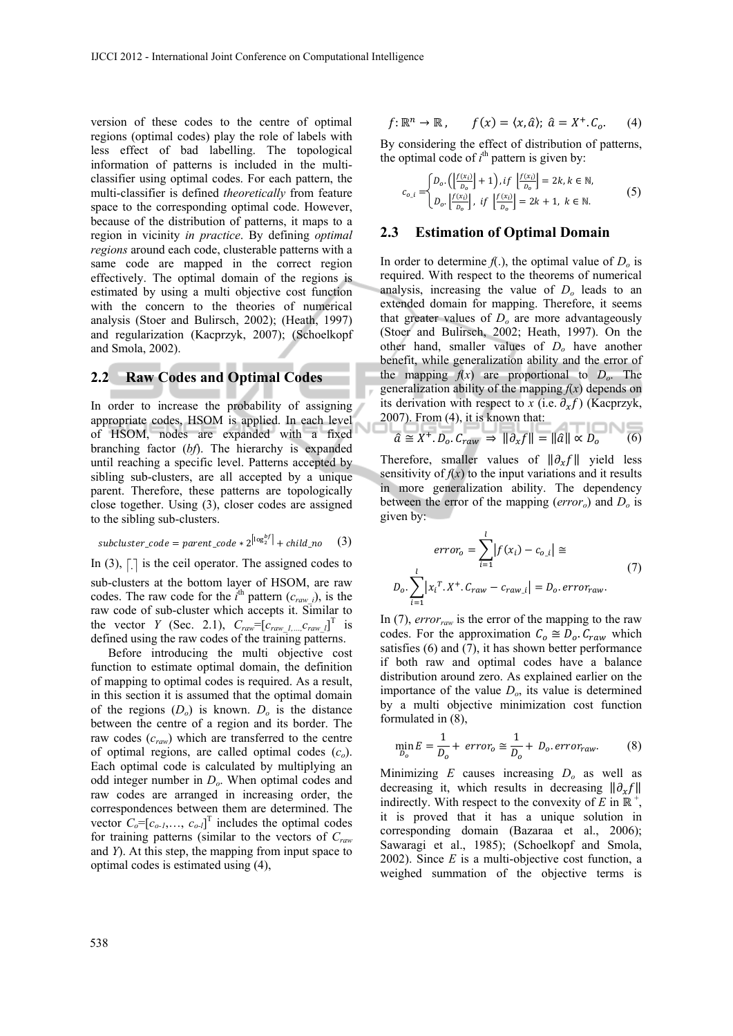version of these codes to the centre of optimal regions (optimal codes) play the role of labels with less effect of bad labelling. The topological information of patterns is included in the multi-classifier using optimal codes. For each pattern, the multi-classifier is defined *theoretically* from feature space to the corresponding optimal code. However, because of the distribution of patterns, it maps to a region in vicinity *in practice*. By defining *optimal regions* around each code, clusterable patterns with a same code are mapped in the correct region effectively. The optimal domain of the regions is estimated by using a multi objective cost function with the concern to the theories of numerical analysis (Stoer and Bulirsch, 2002); (Heath, 1997) and regularization (Kacprzyk, 2007); (Schoelkopf and Smola, 2002).

## 2.2 Raw Codes and Optimal Codes

In order to increase the probability of assigning appropriate codes, HSOM is applied. In each level of HSOM, nodes are expanded with a fixed branching factor (*bf*). The hierarchy is expanded until reaching a specific level. Patterns accepted by sibling sub-clusters, are all accepted by a unique parent. Therefore, these patterns are topologically close together. Using (3), closer codes are assigned to the sibling sub-clusters.

$$subcluster\_code = parent\_code * 2^{\lceil \log_2^{bf} \rceil} + child\_no \quad (3)$$

In (3), $\lceil . \rceil$ is the ceil operator. The assigned codes to sub-clusters at the bottom layer of HSOM, are raw codes. The raw code for the $i^{\text{th}}$ pattern ($c_{raw\_i}$), is the raw code of sub-cluster which accepts it. Similar to the vector $Y$ (Sec. 2.1), $C_{raw}=[c_{raw\_1,\ldots,}c_{raw\_l}]^T$ is defined using the raw codes of the training patterns.

Before introducing the multi objective cost function to estimate optimal domain, the definition of mapping to optimal codes is required. As a result, in this section it is assumed that the optimal domain of the regions ($D_o$) is known. $D_o$ is the distance between the centre of a region and its border. The raw codes ($c_{raw}$) which are transferred to the centre of optimal regions, are called optimal codes ($c_o$). Each optimal code is calculated by multiplying an odd integer number in $D_o$. When optimal codes and raw codes are arranged in increasing order, the correspondences between them are determined. The vector $C_o=[c_{o\text{-}1},\ldots, c_{o\text{-}l}]^T$ includes the optimal codes for training patterns (similar to the vectors of $C_{raw}$ and $Y$). At this step, the mapping from input space to optimal codes is estimated using (4),

$$f: \mathbb{R}^n \rightarrow \mathbb{R}, \qquad f(x) = \langle x, \hat{a} \rangle;\ \hat{a} = X^+.C_o. \quad (4)$$

By considering the effect of distribution of patterns, the optimal code of $i^{\text{th}}$ pattern is given by:

$$c_{o\_i} = \begin{cases} D_o.\left(\left\lfloor \frac{f(x_i)}{D_o} \right\rfloor + 1\right), if \left\lfloor \frac{f(x_i)}{D_o} \right\rfloor = 2k, k \in \mathbb{N}, \\ D_o.\left\lfloor \frac{f(x_i)}{D_o} \right\rfloor,\ if \left\lfloor \frac{f(x_i)}{D_o} \right\rfloor = 2k+1,\ k \in \mathbb{N}. \end{cases} \quad (5)$$

## 2.3 Estimation of Optimal Domain

In order to determine $f(.)$, the optimal value of $D_o$ is required. With respect to the theorems of numerical analysis, increasing the value of $D_o$ leads to an extended domain for mapping. Therefore, it seems that greater values of $D_o$ are more advantageously (Stoer and Bulirsch, 2002; Heath, 1997). On the other hand, smaller values of $D_o$ have another benefit, while generalization ability and the error of the mapping $f(x)$ are proportional to $D_o$. The generalization ability of the mapping $f(x)$ depends on its derivation with respect to $x$ (i.e. $\partial_x f$) (Kacprzyk, 2007). From (4), it is known that:

$$\hat{a} \cong X^+.D_o.C_{raw} \Rightarrow \|\partial_x f\| = \|\hat{a}\| \propto D_o \quad (6)$$

Therefore, smaller values of $\|\partial_x f\|$ yield less sensitivity of $f(x)$ to the input variations and it results in more generalization ability. The dependency between the error of the mapping ($error_o$) and $D_o$ is given by:

$$error_o = \sum_{i=1}^{l} |f(x_i) - c_{o\_i}| \cong D_o.\sum_{i=1}^{l} |x_i{}^T.X^+.C_{raw} - c_{raw\_i}| = D_o.error_{raw}. \quad (7)$$

In (7), $error_{raw}$ is the error of the mapping to the raw codes. For the approximation $C_o \cong D_o.C_{raw}$ which satisfies (6) and (7), it has shown better performance if both raw and optimal codes have a balance distribution around zero. As explained earlier on the importance of the value $D_o$, its value is determined by a multi objective minimization cost function formulated in (8),

$$\min_{D_o} E = \frac{1}{D_o} + error_o \cong \frac{1}{D_o} + D_o.error_{raw}. \quad (8)$$

Minimizing $E$ causes increasing $D_o$ as well as decreasing it, which results in decreasing $\|\partial_x f\|$ indirectly. With respect to the convexity of $E$ in $\mathbb{R}^+$, it is proved that it has a unique solution in corresponding domain (Bazaraa et al., 2006); Sawaragi et al., 1985); (Schoelkopf and Smola, 2002). Since $E$ is a multi-objective cost function, a weighed summation of the objective terms is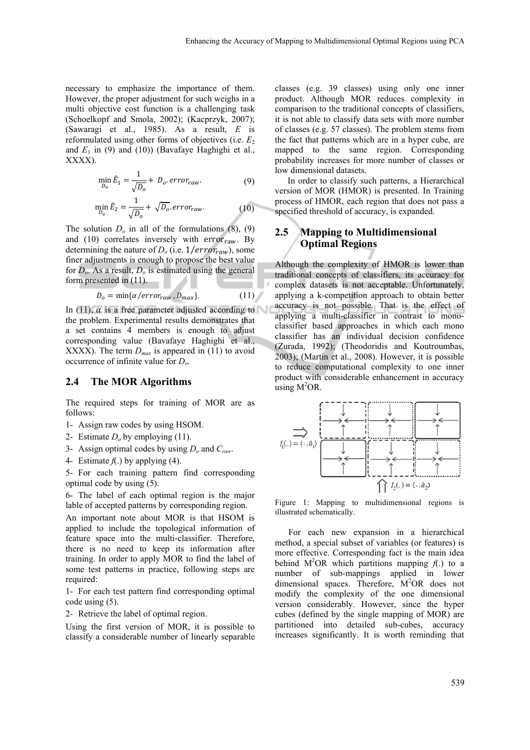necessary to emphasize the importance of them. However, the proper adjustment for such weighs in a multi objective cost function is a challenging task (Schoelkopf and Smola, 2002); (Kacprzyk, 2007); (Sawaragi et al., 1985). As a result, $E$ is reformulated using other forms of objectives (i.e. $E_2$ and $E_1$ in (9) and (10)) (Bavafaye Haghighi et al., XXXX).

$$\min_{D_o} \hat{E}_1 = \frac{1}{\sqrt{D_o}} + D_o.error_{raw}. \tag{9}$$

$$\min_{D_o} \hat{E}_2 = \frac{1}{\sqrt{D_o}} + \sqrt{D_o}.error_{raw}. \tag{10}$$

The solution $D_o$ in all of the formulations (8), (9) and (10) correlates inversely with $\mathrm{error}_{\mathrm{raw}}$. By determining the nature of $D_o$ (i.e. $1/error_{raw}$), some finer adjustments is enough to propose the best value for $D_o$. As a result, $D_o$ is estimated using the general form presented in (11).

$$D_o = \min\{\alpha/error_{raw}, D_{max}\}. \tag{11}$$

In (11), $\alpha$ is a free parameter adjusted according to the problem. Experimental results demonstrates that a set contains 4 members is enough to adjust corresponding value (Bavafaye Haghighi et al., XXXX). The term $D_{max}$ is appeared in (11) to avoid occurrence of infinite value for $D_o$.

## 2.4 The MOR Algorithms

The required steps for training of MOR are as follows:

1- Assign raw codes by using HSOM.

2- Estimate $D_o$ by employing (11).

3- Assign optimal codes by using $D_o$ and $C_{raw}$.

4- Estimate $f(.)$ by applying (4).

5- For each training pattern find corresponding optimal code by using (5).

6- The label of each optimal region is the major lable of accepted patterns by corresponding region.

An important note about MOR is that HSOM is applied to include the topological information of feature space into the multi-classifier. Therefore, there is no need to keep its information after training. In order to apply MOR to find the label of some test patterns in practice, following steps are required:

1- For each test pattern find corresponding optimal code using (5).

2- Retrieve the label of optimal region.

Using the first version of MOR, it is possible to classify a considerable number of linearly separable classes (e.g. 39 classes) using only one inner product. Although MOR reduces complexity in comparison to the traditional concepts of classifiers, it is not able to classify data sets with more number of classes (e.g. 57 classes). The problem stems from the fact that patterns which are in a hyper cube, are mapped to the same region. Corresponding probability increases for more number of classes or low dimensional datasets.

In order to classify such patterns, a Hierarchical version of MOR (HMOR) is presented. In Training process of HMOR, each region that does not pass a specified threshold of accuracy, is expanded.

## 2.5 Mapping to Multidimensional Optimal Regions

Although the complexity of HMOR is lower than traditional concepts of classifiers, its accuracy for complex datasets is not acceptable. Unfortunately, applying a k-competition approach to obtain better accuracy is not possible. That is the effect of applying a multi-classifier in contrast to mono-classifier based approaches in which each mono classifier has an individual decision confidence (Zurada, 1992); (Theodoridis and Koutroumbas, 2003); (Martin et al., 2008). However, it is possible to reduce computational complexity to one inner product with considerable enhancement in accuracy using $M^2$OR.

Figure 1: Mapping to multidimensional regions is illustrated schematically.

For each new expansion in a hierarchical method, a special subset of variables (or features) is more effective. Corresponding fact is the main idea behind $M^2$OR which partitions mapping $f(.)$ to a number of sub-mappings applied in lower dimensional spaces. Therefore, $M^2$OR does not modify the complexity of the one dimensional version considerably. However, since the hyper cubes (defined by the single mapping of MOR) are partitioned into detailed sub-cubes, accuracy increases significantly. It is worth reminding that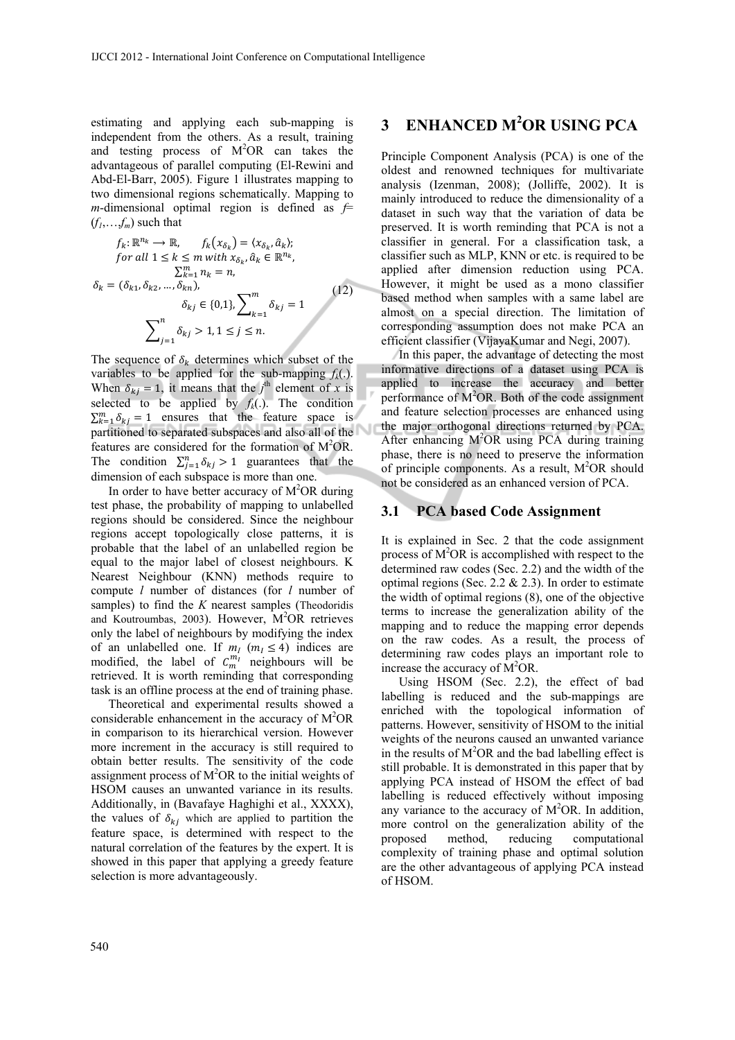estimating and applying each sub-mapping is independent from the others. As a result, training and testing process of M$^2$OR can takes the advantageous of parallel computing (El-Rewini and Abd-El-Barr, 2005). Figure 1 illustrates mapping to two dimensional regions schematically. Mapping to $m$-dimensional optimal region is defined as $f= (f_1,\ldots,f_m)$ such that

$$
\begin{aligned}
&f_k: \mathbb{R}^{n_k} \longrightarrow \mathbb{R}, \qquad f_k(x_{\delta_k}) = \langle x_{\delta_k}, \hat{a}_k \rangle; \\
&for\ all\ 1 \le k \le m\ with\ x_{\delta_k}, \hat{a}_k \in \mathbb{R}^{n_k}, \\
&\sum_{k=1}^{m} n_k = n, \\
&\delta_k = (\delta_{k1}, \delta_{k2}, \ldots, \delta_{kn}), \\
&\delta_{kj} \in \{0,1\}, \sum_{k=1}^{m} \delta_{kj} = 1 \\
&\sum_{j=1}^{n} \delta_{kj} > 1, 1 \le j \le n.
\end{aligned}
\tag{12}
$$

The sequence of $\delta_k$ determines which subset of the variables to be applied for the sub-mapping $f_k(.)$. When $\delta_{kj} = 1$, it means that the $j^{\text{th}}$ element of $x$ is selected to be applied by $f_k(.)$. The condition $\sum_{k=1}^{m} \delta_{kj} = 1$ ensures that the feature space is partitioned to separated subspaces and also all of the features are considered for the formation of M$^2$OR. The condition $\sum_{j=1}^{n} \delta_{kj} > 1$ guarantees that the dimension of each subspace is more than one.

In order to have better accuracy of M$^2$OR during test phase, the probability of mapping to unlabelled regions should be considered. Since the neighbour regions accept topologically close patterns, it is probable that the label of an unlabelled region be equal to the major label of closest neighbours. K Nearest Neighbour (KNN) methods require to compute $l$ number of distances (for $l$ number of samples) to find the $K$ nearest samples (Theodoridis and Koutroumbas, 2003). However, M$^2$OR retrieves only the label of neighbours by modifying the index of an unlabelled one. If $m_l$ ($m_l \le 4$) indices are modified, the label of $C_m^{m_l}$ neighbours will be retrieved. It is worth reminding that corresponding task is an offline process at the end of training phase.

Theoretical and experimental results showed a considerable enhancement in the accuracy of M$^2$OR in comparison to its hierarchical version. However more increment in the accuracy is still required to obtain better results. The sensitivity of the code assignment process of M$^2$OR to the initial weights of HSOM causes an unwanted variance in its results. Additionally, in (Bavafaye Haghighi et al., XXXX), the values of $\delta_{kj}$ which are applied to partition the feature space, is determined with respect to the natural correlation of the features by the expert. It is showed in this paper that applying a greedy feature selection is more advantageously.

# 3 ENHANCED M$^2$OR USING PCA

Principle Component Analysis (PCA) is one of the oldest and renowned techniques for multivariate analysis (Izenman, 2008); (Jolliffe, 2002). It is mainly introduced to reduce the dimensionality of a dataset in such way that the variation of data be preserved. It is worth reminding that PCA is not a classifier in general. For a classification task, a classifier such as MLP, KNN or etc. is required to be applied after dimension reduction using PCA. However, it might be used as a mono classifier based method when samples with a same label are almost on a special direction. The limitation of corresponding assumption does not make PCA an efficient classifier (VijayaKumar and Negi, 2007).

In this paper, the advantage of detecting the most informative directions of a dataset using PCA is applied to increase the accuracy and better performance of M$^2$OR. Both of the code assignment and feature selection processes are enhanced using the major orthogonal directions returned by PCA. After enhancing M$^2$OR using PCA during training phase, there is no need to preserve the information of principle components. As a result, M$^2$OR should not be considered as an enhanced version of PCA.

## 3.1 PCA based Code Assignment

It is explained in Sec. 2 that the code assignment process of M$^2$OR is accomplished with respect to the determined raw codes (Sec. 2.2) and the width of the optimal regions (Sec. 2.2 & 2.3). In order to estimate the width of optimal regions (8), one of the objective terms to increase the generalization ability of the mapping and to reduce the mapping error depends on the raw codes. As a result, the process of determining raw codes plays an important role to increase the accuracy of M$^2$OR.

Using HSOM (Sec. 2.2), the effect of bad labelling is reduced and the sub-mappings are enriched with the topological information of patterns. However, sensitivity of HSOM to the initial weights of the neurons caused an unwanted variance in the results of M$^2$OR and the bad labelling effect is still probable. It is demonstrated in this paper that by applying PCA instead of HSOM the effect of bad labelling is reduced effectively without imposing any variance to the accuracy of M$^2$OR. In addition, more control on the generalization ability of the proposed method, reducing computational complexity of training phase and optimal solution are the other advantageous of applying PCA instead of HSOM.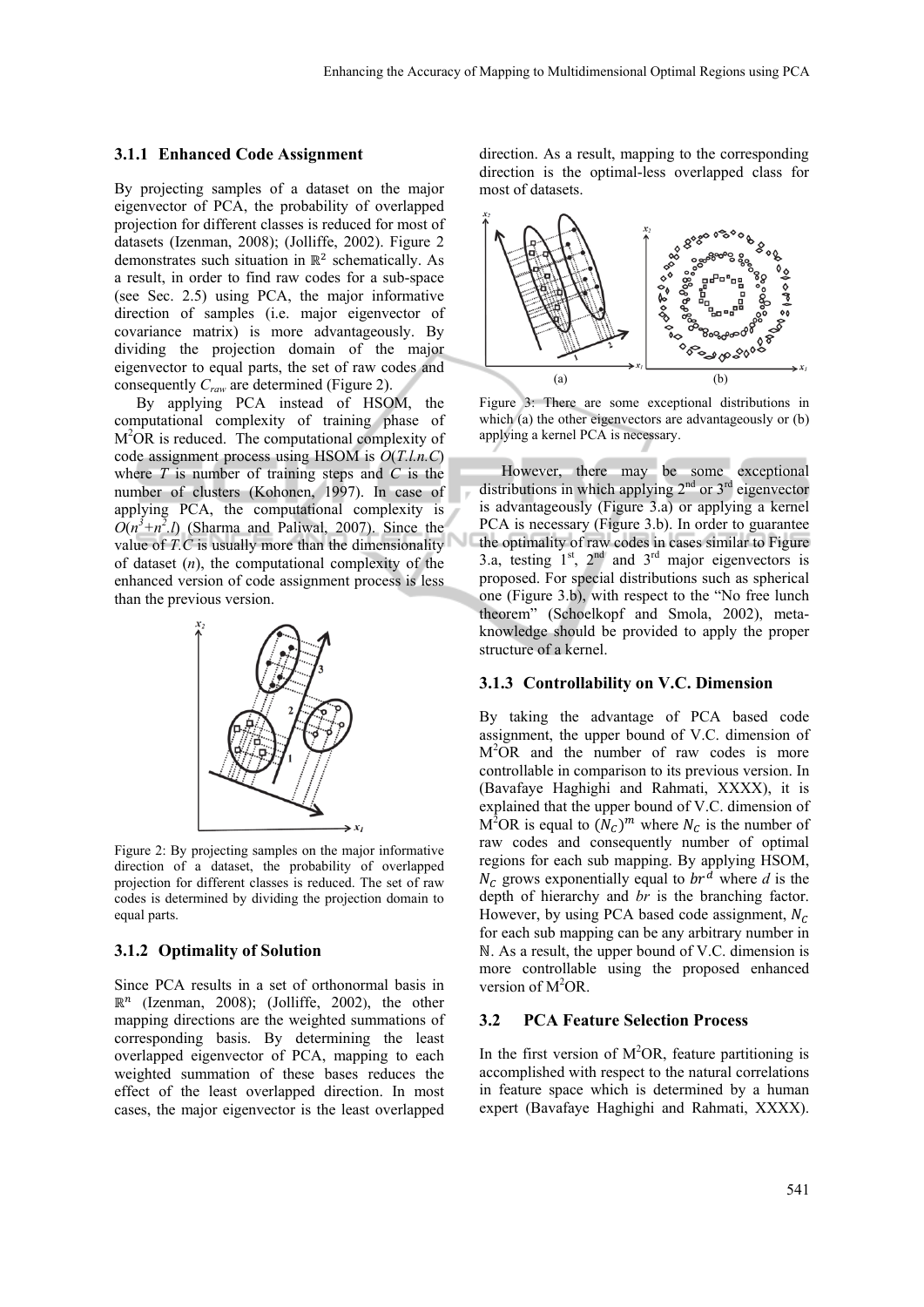### 3.1.1 Enhanced Code Assignment

By projecting samples of a dataset on the major eigenvector of PCA, the probability of overlapped projection for different classes is reduced for most of datasets (Izenman, 2008); (Jolliffe, 2002). Figure 2 demonstrates such situation in $\mathbb{R}^2$ schematically. As a result, in order to find raw codes for a sub-space (see Sec. 2.5) using PCA, the major informative direction of samples (i.e. major eigenvector of covariance matrix) is more advantageously. By dividing the projection domain of the major eigenvector to equal parts, the set of raw codes and consequently $C_{raw}$ are determined (Figure 2).

By applying PCA instead of HSOM, the computational complexity of training phase of $M^2OR$ is reduced. The computational complexity of code assignment process using HSOM is $O(T.l.n.C)$ where $T$ is number of training steps and $C$ is the number of clusters (Kohonen, 1997). In case of applying PCA, the computational complexity is $O(n^3+n^2.l)$ (Sharma and Paliwal, 2007). Since the value of $T.C$ is usually more than the dimensionality of dataset ($n$), the computational complexity of the enhanced version of code assignment process is less than the previous version.

Figure 2: By projecting samples on the major informative direction of a dataset, the probability of overlapped projection for different classes is reduced. The set of raw codes is determined by dividing the projection domain to equal parts.

### 3.1.2 Optimality of Solution

Since PCA results in a set of orthonormal basis in $\mathbb{R}^n$ (Izenman, 2008); (Jolliffe, 2002), the other mapping directions are the weighted summations of corresponding basis. By determining the least overlapped eigenvector of PCA, mapping to each weighted summation of these bases reduces the effect of the least overlapped direction. In most cases, the major eigenvector is the least overlapped direction. As a result, mapping to the corresponding direction is the optimal-less overlapped class for most of datasets.

Figure 3: There are some exceptional distributions in which (a) the other eigenvectors are advantageously or (b) applying a kernel PCA is necessary.

However, there may be some exceptional distributions in which applying 2nd or 3rd eigenvector is advantageously (Figure 3.a) or applying a kernel PCA is necessary (Figure 3.b). In order to guarantee the optimality of raw codes in cases similar to Figure 3.a, testing 1st, 2nd and 3rd major eigenvectors is proposed. For special distributions such as spherical one (Figure 3.b), with respect to the "No free lunch theorem" (Schoelkopf and Smola, 2002), meta-knowledge should be provided to apply the proper structure of a kernel.

### 3.1.3 Controllability on V.C. Dimension

By taking the advantage of PCA based code assignment, the upper bound of V.C. dimension of $M^2OR$ and the number of raw codes is more controllable in comparison to its previous version. In (Bavafaye Haghighi and Rahmati, XXXX), it is explained that the upper bound of V.C. dimension of $M^2OR$ is equal to $(N_C)^m$ where $N_C$ is the number of raw codes and consequently number of optimal regions for each sub mapping. By applying HSOM, $N_C$ grows exponentially equal to $br^d$ where $d$ is the depth of hierarchy and $br$ is the branching factor. However, by using PCA based code assignment, $N_C$ for each sub mapping can be any arbitrary number in $\mathbb{N}$. As a result, the upper bound of V.C. dimension is more controllable using the proposed enhanced version of $M^2OR$.

## 3.2 PCA Feature Selection Process

In the first version of $M^2OR$, feature partitioning is accomplished with respect to the natural correlations in feature space which is determined by a human expert (Bavafaye Haghighi and Rahmati, XXXX).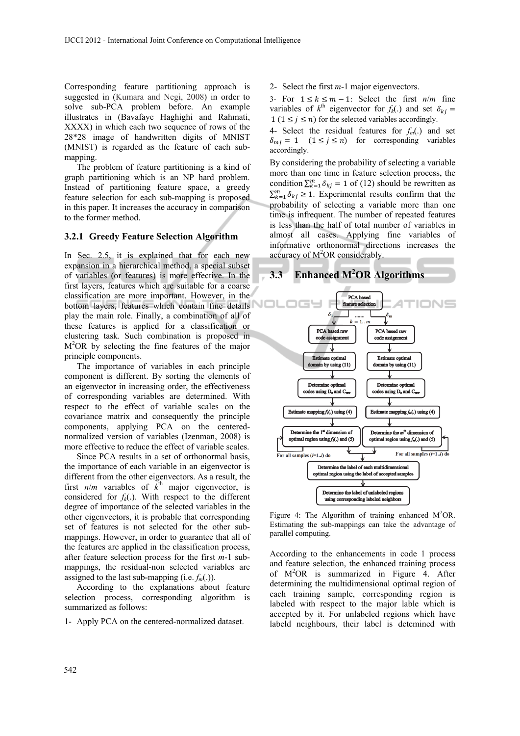Corresponding feature partitioning approach is suggested in (Kumara and Negi, 2008) in order to solve sub-PCA problem before. An example illustrates in (Bavafaye Haghighi and Rahmati, XXXX) in which each two sequence of rows of the 28*28 image of handwritten digits of MNIST (MNIST) is regarded as the feature of each sub-mapping.

The problem of feature partitioning is a kind of graph partitioning which is an NP hard problem. Instead of partitioning feature space, a greedy feature selection for each sub-mapping is proposed in this paper. It increases the accuracy in comparison to the former method.

### 3.2.1 Greedy Feature Selection Algorithm

In Sec. 2.5, it is explained that for each new expansion in a hierarchical method, a special subset of variables (or features) is more effective. In the first layers, features which are suitable for a coarse classification are more important. However, in the bottom layers, features which contain fine details play the main role. Finally, a combination of all of these features is applied for a classification or clustering task. Such combination is proposed in $M^2OR$ by selecting the fine features of the major principle components.

The importance of variables in each principle component is different. By sorting the elements of an eigenvector in increasing order, the effectiveness of corresponding variables are determined. With respect to the effect of variable scales on the covariance matrix and consequently the principle components, applying PCA on the centered-normalized version of variables (Izenman, 2008) is more effective to reduce the effect of variable scales.

Since PCA results in a set of orthonormal basis, the importance of each variable in an eigenvector is different from the other eigenvectors. As a result, the first $n/m$ variables of $k^{th}$ major eigenvector, is considered for $f_k(.)$. With respect to the different degree of importance of the selected variables in the other eigenvectors, it is probable that corresponding set of features is not selected for the other sub-mappings. However, in order to guarantee that all of the features are applied in the classification process, after feature selection process for the first $m$-1 sub-mappings, the residual-non selected variables are assigned to the last sub-mapping (i.e. $f_m(.)$).

According to the explanations about feature selection process, corresponding algorithm is summarized as follows:

1- Apply PCA on the centered-normalized dataset.

2- Select the first $m$-1 major eigenvectors.

3- For $1 \leq k \leq m-1$: Select the first $n/m$ fine variables of $k^{th}$ eigenvector for $f_k(.)$ and set $\delta_{kj} = 1\ (1 \leq j \leq n)$ for the selected variables accordingly.

4- Select the residual features for $f_m(.)$ and set $\delta_{mj} = 1\ \ (1 \leq j \leq n)$ for corresponding variables accordingly.

By considering the probability of selecting a variable more than one time in feature selection process, the condition $\sum_{k=1}^{m} \delta_{kj} = 1$ of (12) should be rewritten as $\sum_{k=1}^{m} \delta_{kj} \geq 1$. Experimental results confirm that the probability of selecting a variable more than one time is infrequent. The number of repeated features is less than the half of total number of variables in almost all cases. Applying fine variables of informative orthonormal directions increases the accuracy of $M^2OR$ considerably.

## 3.3 Enhanced $M^2OR$ Algorithms

PCA based feature selection → $\delta_1$ ....... $\delta_m$ ($k = 1..m$)

PCA based raw code assignment | PCA based raw code assignment

Estimate optimal domain by using (11) | Estimate optimal domain by using (11)

Determine optimal codes using $D_o$ and $C_{raw}$ | Determine optimal codes using $D_o$ and $C_{raw}$

Estimate mapping $f_1(.)$ using (4) | Estimate mapping $f_m(.)$ using (4)

Determine the 1st dimension of optimal region using $f_1(.)$ and (5) | Determine the $m^{th}$ dimension of optimal region using $f_m(.)$ and (5)

For all samples ($i$=1..$l$) do | For all samples ($i$=1..$l$) do

Determine the label of each multidimensional optimal region using the label of accepted samples

Determine the label of unlabeled regions using corresponding labeled neighbors

Figure 4: The Algorithm of training enhanced $M^2OR$. Estimating the sub-mappings can take the advantage of parallel computing.

According to the enhancements in code 1 process and feature selection, the enhanced training process of $M^2OR$ is summarized in Figure 4. After determining the multidimensional optimal region of each training sample, corresponding region is labeled with respect to the major lable which is accepted by it. For unlabeled regions which have labeld neighbours, their label is detemined with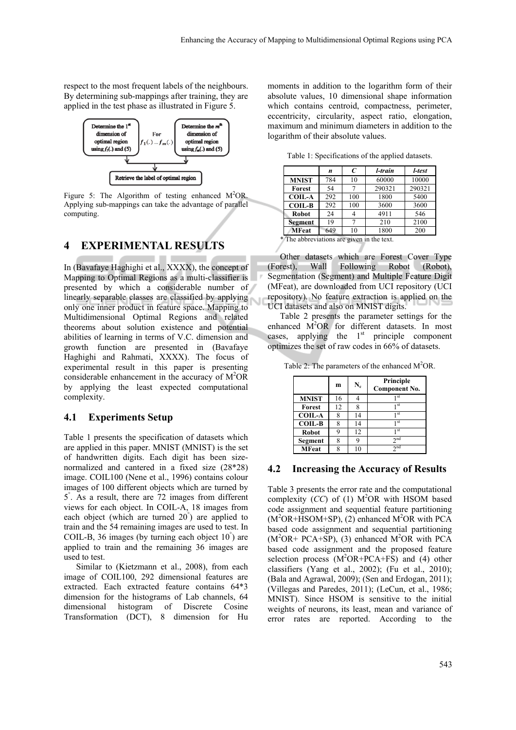respect to the most frequent labels of the neighbours. By determining sub-mappings after training, they are applied in the test phase as illustrated in Figure 5.

Determine the 1st dimension of optimal region using $f_1(.)$ and (5) — For $f_1(.) \dots f_m(.)$ — Determine the $m^{th}$ dimension of optimal region using $f_m(.)$ and (5) → Retrieve the label of optimal region

Figure 5: The Algorithm of testing enhanced M$^2$OR. Applying sub-mappings can take the advantage of parallel computing.

# 4 EXPERIMENTAL RESULTS

In (Bavafaye Haghighi et al., XXXX), the concept of Mapping to Optimal Regions as a multi-classifier is presented by which a considerable number of linearly separable classes are classified by applying only one inner product in feature space. Mapping to Multidimensional Optimal Regions and related theorems about solution existence and potential abilities of learning in terms of V.C. dimension and growth function are presented in (Bavafaye Haghighi and Rahmati, XXXX). The focus of experimental result in this paper is presenting considerable enhancement in the accuracy of M$^2$OR by applying the least expected computational complexity.

## 4.1 Experiments Setup

Table 1 presents the specification of datasets which are applied in this paper. MNIST (MNIST) is the set of handwritten digits. Each digit has been size-normalized and cantered in a fixed size (28*28) image. COIL100 (Nene et al., 1996) contains colour images of 100 different objects which are turned by 5°. As a result, there are 72 images from different views for each object. In COIL-A, 18 images from each object (which are turned 20°) are applied to train and the 54 remaining images are used to test. In COIL-B, 36 images (by turning each object 10°) are applied to train and the remaining 36 images are used to test.

Similar to (Kietzmann et al., 2008), from each image of COIL100, 292 dimensional features are extracted. Each extracted feature contains 64*3 dimension for the histograms of Lab channels, 64 dimensional histogram of Discrete Cosine Transformation (DCT), 8 dimension for Hu moments in addition to the logarithm form of their absolute values, 10 dimensional shape information which contains centroid, compactness, perimeter, eccentricity, circularity, aspect ratio, elongation, maximum and minimum diameters in addition to the logarithm of their absolute values.

Table 1: Specifications of the applied datasets.

| | *n* | *C* | *l-train* | *l-test* |
|---|---|---|---|---|
| **MNIST** | 784 | 10 | 60000 | 10000 |
| **Forest** | 54 | 7 | 290321 | 290321 |
| **COIL-A** | 292 | 100 | 1800 | 5400 |
| **COIL-B** | 292 | 100 | 3600 | 3600 |
| **Robot** | 24 | 4 | 4911 | 546 |
| **Segment** | 19 | 7 | 210 | 2100 |
| **MFeat** | 649 | 10 | 1800 | 200 |

\* The abbreviations are given in the text.

Other datasets which are Forest Cover Type (Forest), Wall Following Robot (Robot), Segmentation (Segment) and Multiple Feature Digit (MFeat), are downloaded from UCI repository (UCI repository). No feature extraction is applied on the UCI datasets and also on MNIST digits.

Table 2 presents the parameter settings for the enhanced M$^2$OR for different datasets. In most cases, applying the 1st principle component optimizes the set of raw codes in 66% of datasets.

Table 2: The parameters of the enhanced M$^2$OR.

| | m | $N_c$ | Principle Component No. |
|---|---|---|---|
| **MNIST** | 16 | 4 | 1st |
| **Forest** | 12 | 8 | 1st |
| **COIL-A** | 8 | 14 | 1st |
| **COIL-B** | 8 | 14 | 1st |
| **Robot** | 9 | 12 | 1st |
| **Segment** | 8 | 9 | 2nd |
| **MFeat** | 8 | 10 | 2nd |

## 4.2 Increasing the Accuracy of Results

Table 3 presents the error rate and the computational complexity (*CC*) of (1) M$^2$OR with HSOM based code assignment and sequential feature partitioning (M$^2$OR+HSOM+SP), (2) enhanced M$^2$OR with PCA based code assignment and sequential partitioning (M$^2$OR+ PCA+SP), (3) enhanced M$^2$OR with PCA based code assignment and the proposed feature selection process (M$^2$OR+PCA+FS) and (4) other classifiers (Yang et al., 2002); (Fu et al., 2010); (Bala and Agrawal, 2009); (Sen and Erdogan, 2011); (Villegas and Paredes, 2011); (LeCun, et al., 1986; MNIST). Since HSOM is sensitive to the initial weights of neurons, its least, mean and variance of error rates are reported. According to the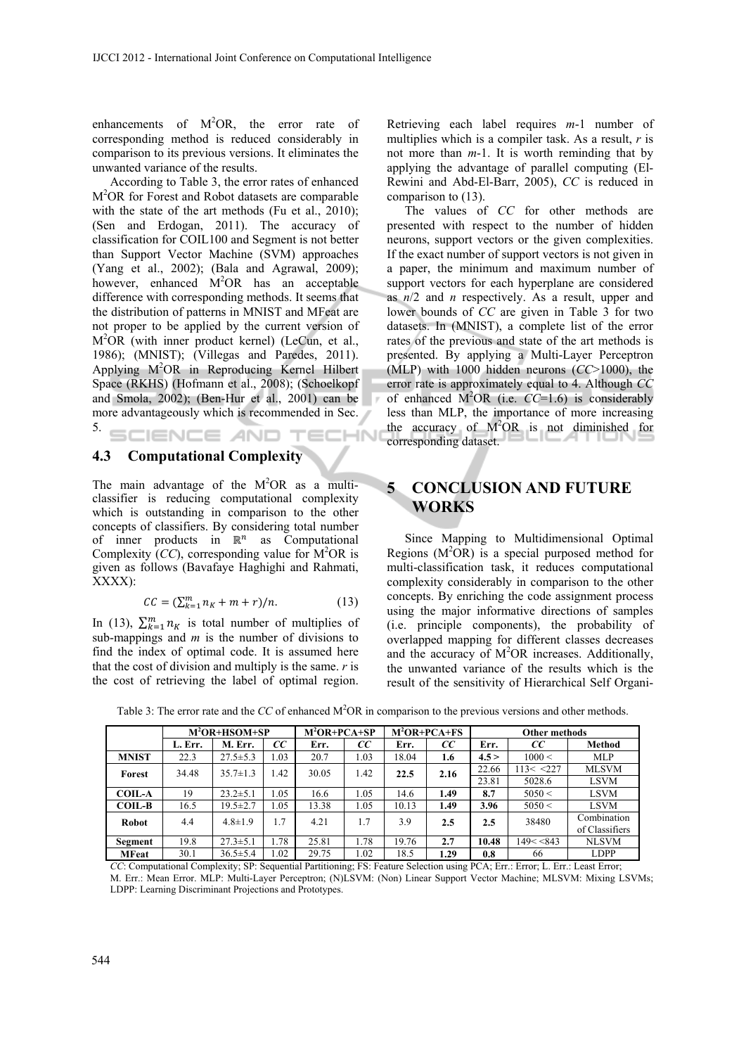enhancements of M$^2$OR, the error rate of corresponding method is reduced considerably in comparison to its previous versions. It eliminates the unwanted variance of the results.

According to Table 3, the error rates of enhanced M$^2$OR for Forest and Robot datasets are comparable with the state of the art methods (Fu et al., 2010); (Sen and Erdogan, 2011). The accuracy of classification for COIL100 and Segment is not better than Support Vector Machine (SVM) approaches (Yang et al., 2002); (Bala and Agrawal, 2009); however, enhanced M$^2$OR has an acceptable difference with corresponding methods. It seems that the distribution of patterns in MNIST and MFeat are not proper to be applied by the current version of M$^2$OR (with inner product kernel) (LeCun, et al., 1986); (MNIST); (Villegas and Paredes, 2011). Applying M$^2$OR in Reproducing Kernel Hilbert Space (RKHS) (Hofmann et al., 2008); (Schoelkopf and Smola, 2002); (Ben-Hur et al., 2001) can be more advantageously which is recommended in Sec. 5.

### 4.3 Computational Complexity

The main advantage of the M$^2$OR as a multi-classifier is reducing computational complexity which is outstanding in comparison to the other concepts of classifiers. By considering total number of inner products in $\mathbb{R}^n$ as Computational Complexity ($CC$), corresponding value for M$^2$OR is given as follows (Bavafaye Haghighi and Rahmati, XXXX):

$$CC = (\sum_{k=1}^{m} n_K + m + r)/n. \tag{13}$$

In (13), $\sum_{k=1}^{m} n_K$ is total number of multiplies of sub-mappings and $m$ is the number of divisions to find the index of optimal code. It is assumed here that the cost of division and multiply is the same. $r$ is the cost of retrieving the label of optimal region. Retrieving each label requires $m$-1 number of multiplies which is a compiler task. As a result, $r$ is not more than $m$-1. It is worth reminding that by applying the advantage of parallel computing (El-Rewini and Abd-El-Barr, 2005), $CC$ is reduced in comparison to (13).

The values of $CC$ for other methods are presented with respect to the number of hidden neurons, support vectors or the given complexities. If the exact number of support vectors is not given in a paper, the minimum and maximum number of support vectors for each hyperplane are considered as $n$/2 and $n$ respectively. As a result, upper and lower bounds of $CC$ are given in Table 3 for two datasets. In (MNIST), a complete list of the error rates of the previous and state of the art methods is presented. By applying a Multi-Layer Perceptron (MLP) with 1000 hidden neurons ($CC$>1000), the error rate is approximately equal to 4. Although $CC$ of enhanced M$^2$OR (i.e. $CC$=1.6) is considerably less than MLP, the importance of more increasing the accuracy of M$^2$OR is not diminished for corresponding dataset.

## 5 CONCLUSION AND FUTURE WORKS

Since Mapping to Multidimensional Optimal Regions (M$^2$OR) is a special purposed method for multi-classification task, it reduces computational complexity considerably in comparison to the other concepts. By enriching the code assignment process using the major informative directions of samples (i.e. principle components), the probability of overlapped mapping for different classes decreases and the accuracy of M$^2$OR increases. Additionally, the unwanted variance of the results which is the result of the sensitivity of Hierarchical Self Organi-

Table 3: The error rate and the $CC$ of enhanced M$^2$OR in comparison to the previous versions and other methods.

| | M$^2$OR+HSOM+SP | | | M$^2$OR+PCA+SP | | M$^2$OR+PCA+FS | | Other methods | | |
|---|---|---|---|---|---|---|---|---|---|---|
| | L. Err. | M. Err. | $CC$ | Err. | $CC$ | Err. | $CC$ | Err. | $CC$ | Method |
| **MNIST** | 22.3 | 27.5±5.3 | 1.03 | 20.7 | 1.03 | 18.04 | **1.6** | **4.5 >** | 1000 < | MLP |
| **Forest** | 34.48 | 35.7±1.3 | 1.42 | 30.05 | 1.42 | **22.5** | **2.16** | 22.66 | 113< <227 | MLSVM |
| | | | | | | | | 23.81 | 5028.6 | LSVM |
| **COIL-A** | 19 | 23.2±5.1 | 1.05 | 16.6 | 1.05 | 14.6 | **1.49** | **8.7** | 5050 < | LSVM |
| **COIL-B** | 16.5 | 19.5±2.7 | 1.05 | 13.38 | 1.05 | 10.13 | **1.49** | **3.96** | 5050 < | LSVM |
| **Robot** | 4.4 | 4.8±1.9 | 1.7 | 4.21 | 1.7 | 3.9 | **2.5** | **2.5** | 38480 | Combination of Classifiers |
| **Segment** | 19.8 | 27.3±5.1 | 1.78 | 25.81 | 1.78 | 19.76 | **2.7** | **10.48** | 149< <843 | NLSVM |
| **MFeat** | 30.1 | 36.5±5.4 | 1.02 | 29.75 | 1.02 | 18.5 | **1.29** | **0.8** | 66 | LDPP |

$CC$: Computational Complexity; SP: Sequential Partitioning; FS: Feature Selection using PCA; Err.: Error; L. Err.: Least Error; M. Err.: Mean Error. MLP: Multi-Layer Perceptron; (N)LSVM: (Non) Linear Support Vector Machine; MLSVM: Mixing LSVMs; LDPP: Learning Discriminant Projections and Prototypes.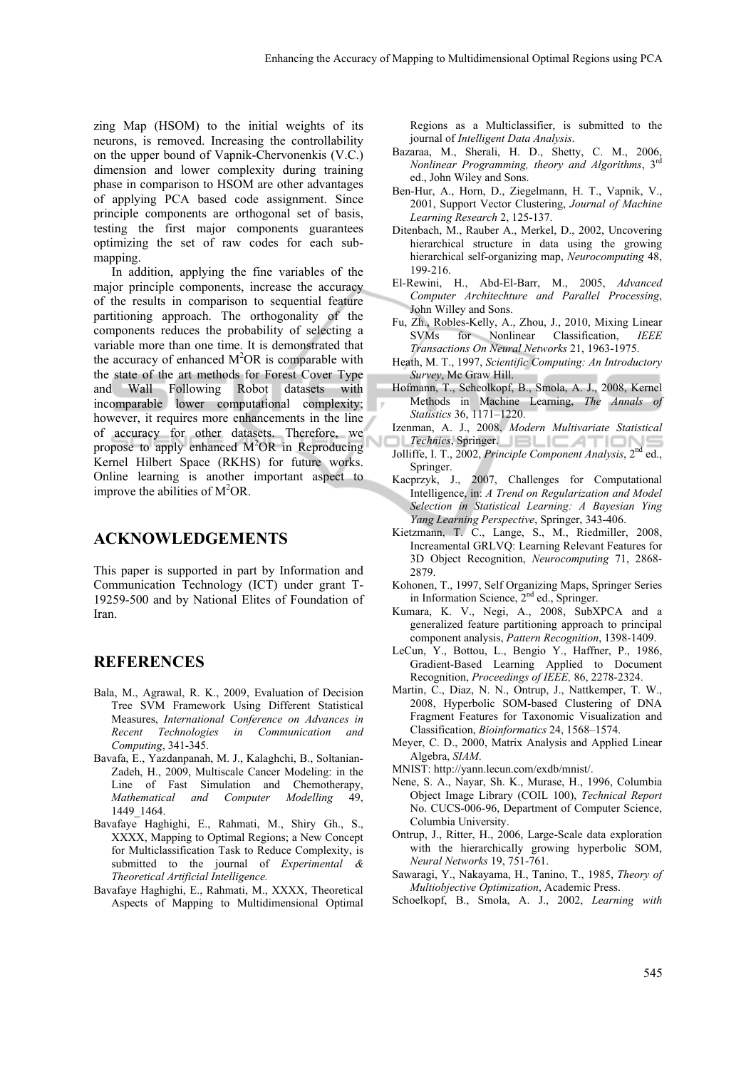zing Map (HSOM) to the initial weights of its neurons, is removed. Increasing the controllability on the upper bound of Vapnik-Chervonenkis (V.C.) dimension and lower complexity during training phase in comparison to HSOM are other advantages of applying PCA based code assignment. Since principle components are orthogonal set of basis, testing the first major components guarantees optimizing the set of raw codes for each sub-mapping.

In addition, applying the fine variables of the major principle components, increase the accuracy of the results in comparison to sequential feature partitioning approach. The orthogonality of the components reduces the probability of selecting a variable more than one time. It is demonstrated that the accuracy of enhanced $M^2$OR is comparable with the state of the art methods for Forest Cover Type and Wall Following Robot datasets with incomparable lower computational complexity; however, it requires more enhancements in the line of accuracy for other datasets. Therefore, we propose to apply enhanced $M^2$OR in Reproducing Kernel Hilbert Space (RKHS) for future works. Online learning is another important aspect to improve the abilities of $M^2$OR.

## ACKNOWLEDGEMENTS

This paper is supported in part by Information and Communication Technology (ICT) under grant T-19259-500 and by National Elites of Foundation of Iran.

## REFERENCES

Bala, M., Agrawal, R. K., 2009, Evaluation of Decision Tree SVM Framework Using Different Statistical Measures, *International Conference on Advances in Recent Technologies in Communication and Computing*, 341-345.

Bavafa, E., Yazdanpanah, M. J., Kalaghchi, B., Soltanian-Zadeh, H., 2009, Multiscale Cancer Modeling: in the Line of Fast Simulation and Chemotherapy, *Mathematical and Computer Modelling* 49, 1449_1464.

Bavafaye Haghighi, E., Rahmati, M., Shiry Gh., S., XXXX, Mapping to Optimal Regions; a New Concept for Multiclassification Task to Reduce Complexity, is submitted to the journal of *Experimental & Theoretical Artificial Intelligence.*

Bavafaye Haghighi, E., Rahmati, M., XXXX, Theoretical Aspects of Mapping to Multidimensional Optimal Regions as a Multiclassifier, is submitted to the journal of *Intelligent Data Analysis*.

Bazaraa, M., Sherali, H. D., Shetty, C. M., 2006, *Nonlinear Programming, theory and Algorithms*, 3rd ed., John Wiley and Sons.

Ben-Hur, A., Horn, D., Ziegelmann, H. T., Vapnik, V., 2001, Support Vector Clustering, *Journal of Machine Learning Research* 2, 125-137.

Ditenbach, M., Rauber A., Merkel, D., 2002, Uncovering hierarchical structure in data using the growing hierarchical self-organizing map, *Neurocomputing* 48, 199-216.

El-Rewini, H., Abd-El-Barr, M., 2005, *Advanced Computer Architechture and Parallel Processing*, John Willey and Sons.

Fu, Zh., Robles-Kelly, A., Zhou, J., 2010, Mixing Linear SVMs for Nonlinear Classification, *IEEE Transactions On Neural Networks* 21, 1963-1975.

Heath, M. T., 1997, *Scientific Computing: An Introductory Survey*, Mc Graw Hill.

Hofmann, T., Scheolkopf, B., Smola, A. J., 2008, Kernel Methods in Machine Learning, *The Annals of Statistics* 36, 1171–1220.

Izenman, A. J., 2008, *Modern Multivariate Statistical Technics*, Springer.

Jolliffe, I. T., 2002, *Principle Component Analysis*, 2nd ed., Springer.

Kacprzyk, J., 2007, Challenges for Computational Intelligence, in: *A Trend on Regularization and Model Selection in Statistical Learning: A Bayesian Ying Yang Learning Perspective*, Springer, 343-406.

Kietzmann, T. C., Lange, S., M., Riedmiller, 2008, Increamental GRLVQ: Learning Relevant Features for 3D Object Recognition, *Neurocomputing* 71, 2868-2879.

Kohonen, T., 1997, Self Organizing Maps, Springer Series in Information Science, 2nd ed., Springer.

Kumara, K. V., Negi, A., 2008, SubXPCA and a generalized feature partitioning approach to principal component analysis, *Pattern Recognition*, 1398-1409.

LeCun, Y., Bottou, L., Bengio Y., Haffner, P., 1986, Gradient-Based Learning Applied to Document Recognition, *Proceedings of IEEE,* 86, 2278-2324.

Martin, C., Diaz, N. N., Ontrup, J., Nattkemper, T. W., 2008, Hyperbolic SOM-based Clustering of DNA Fragment Features for Taxonomic Visualization and Classification, *Bioinformatics* 24, 1568–1574.

Meyer, C. D., 2000, Matrix Analysis and Applied Linear Algebra, *SIAM*.

MNIST: http://yann.lecun.com/exdb/mnist/.

Nene, S. A., Nayar, Sh. K., Murase, H., 1996, Columbia Object Image Library (COIL 100), *Technical Report* No. CUCS-006-96, Department of Computer Science, Columbia University.

Ontrup, J., Ritter, H., 2006, Large-Scale data exploration with the hierarchically growing hyperbolic SOM, *Neural Networks* 19, 751-761.

Sawaragi, Y., Nakayama, H., Tanino, T., 1985, *Theory of Multiobjective Optimization*, Academic Press.

Schoelkopf, B., Smola, A. J., 2002, *Learning with*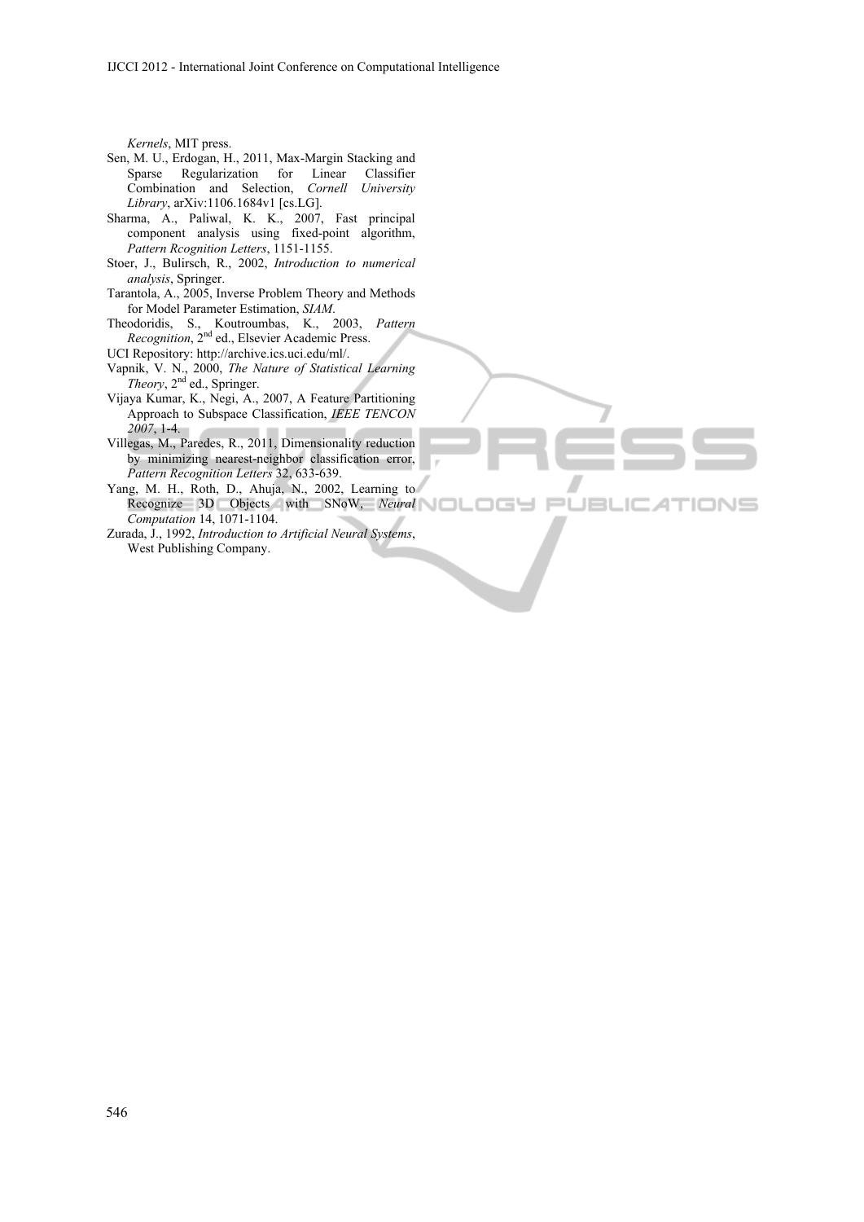*Kernels*, MIT press.

Sen, M. U., Erdogan, H., 2011, Max-Margin Stacking and Sparse Regularization for Linear Classifier Combination and Selection, *Cornell University Library*, arXiv:1106.1684v1 [cs.LG].

Sharma, A., Paliwal, K. K., 2007, Fast principal component analysis using fixed-point algorithm, *Pattern Rcognition Letters*, 1151-1155.

Stoer, J., Bulirsch, R., 2002, *Introduction to numerical analysis*, Springer.

Tarantola, A., 2005, Inverse Problem Theory and Methods for Model Parameter Estimation, *SIAM*.

Theodoridis, S., Koutroumbas, K., 2003, *Pattern Recognition*, 2nd ed., Elsevier Academic Press.

UCI Repository: http://archive.ics.uci.edu/ml/.

Vapnik, V. N., 2000, *The Nature of Statistical Learning Theory*, 2nd ed., Springer.

Vijaya Kumar, K., Negi, A., 2007, A Feature Partitioning Approach to Subspace Classification, *IEEE TENCON 2007*, 1-4.

Villegas, M., Paredes, R., 2011, Dimensionality reduction by minimizing nearest-neighbor classification error, *Pattern Recognition Letters* 32, 633-639.

Yang, M. H., Roth, D., Ahuja, N., 2002, Learning to Recognize 3D Objects with SNoW, *Neural Computation* 14, 1071-1104.

Zurada, J., 1992, *Introduction to Artificial Neural Systems*, West Publishing Company.